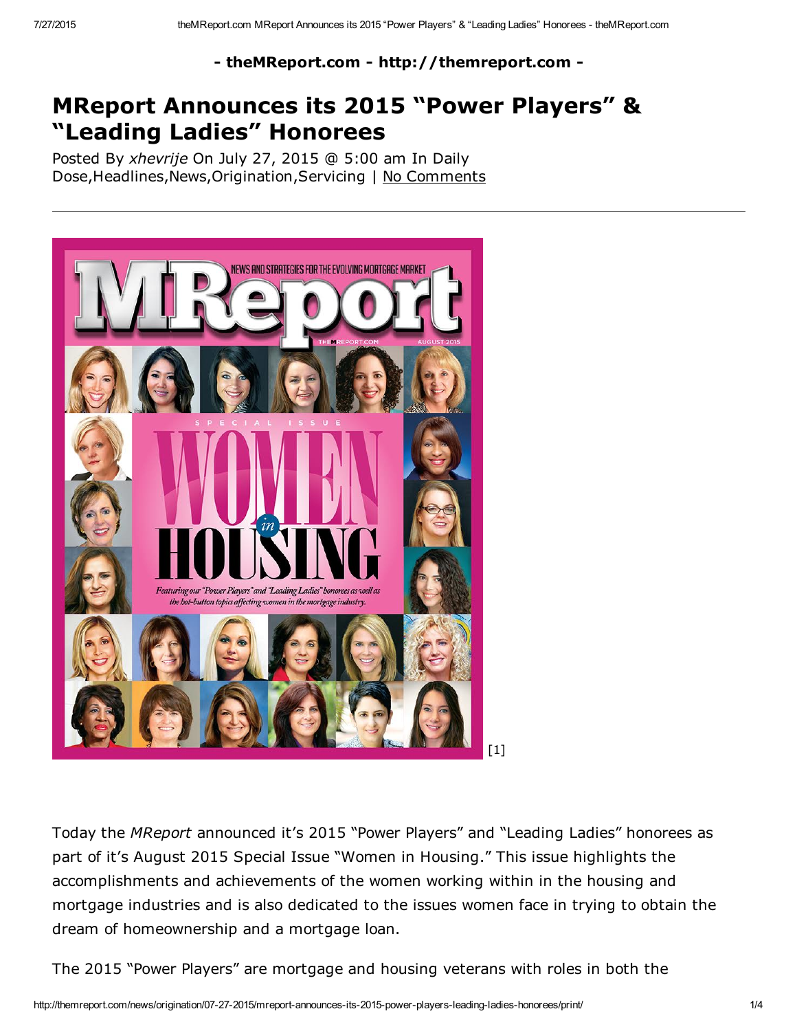- theMReport.com - http://themreport.com -

# MReport Announces its 2015 “Power Players” & “Leading Ladies” Honorees

Posted By *xhevrije* On July 27, 2015 @ 5:00 am In Daily Dose,Headlines,News,Origination,Servicing | No Comments

[1]

Today the *MReport* announced it’s 2015 “Power Players” and “Leading Ladies” honorees as part of it’s August 2015 Special Issue “Women in Housing.” This issue highlights the accomplishments and achievements of the women working within in the housing and mortgage industries and is also dedicated to the issues women face in trying to obtain the dream of homeownership and a mortgage loan.

The 2015 “Power Players” are mortgage and housing veterans with roles in both the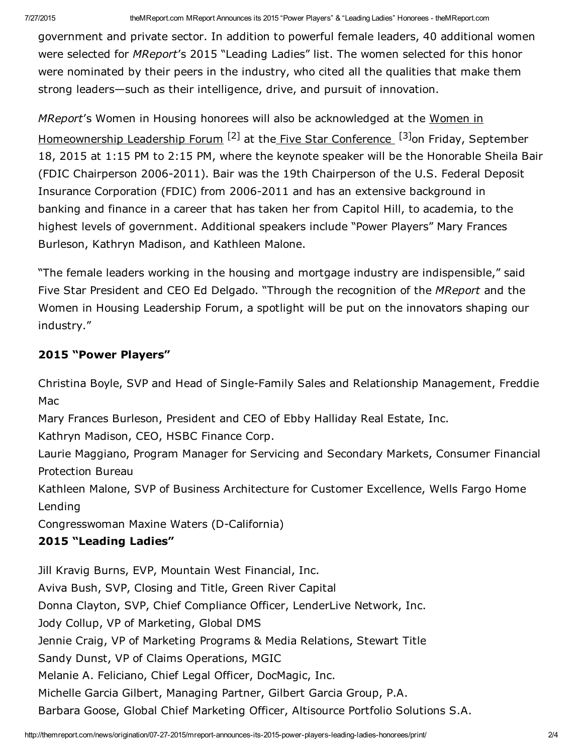government and private sector. In addition to powerful female leaders, 40 additional women were selected for *MReport*'s 2015 "Leading Ladies" list. The women selected for this honor were nominated by their peers in the industry, who cited all the qualities that make them strong leaders—such as their intelligence, drive, and pursuit of innovation.

*MReport*'s Women in Housing honorees will also be acknowledged at the Women in Homeownership Leadership Forum [2] at the Five Star Conference [3] on Friday, September 18, 2015 at 1:15 PM to 2:15 PM, where the keynote speaker will be the Honorable Sheila Bair (FDIC Chairperson 2006-2011). Bair was the 19th Chairperson of the U.S. Federal Deposit Insurance Corporation (FDIC) from 2006-2011 and has an extensive background in banking and finance in a career that has taken her from Capitol Hill, to academia, to the highest levels of government. Additional speakers include "Power Players" Mary Frances Burleson, Kathryn Madison, and Kathleen Malone.

"The female leaders working in the housing and mortgage industry are indispensible," said Five Star President and CEO Ed Delgado. "Through the recognition of the *MReport* and the Women in Housing Leadership Forum, a spotlight will be put on the innovators shaping our industry."

**2015 "Power Players"**

Christina Boyle, SVP and Head of Single-Family Sales and Relationship Management, Freddie Mac
Mary Frances Burleson, President and CEO of Ebby Halliday Real Estate, Inc.
Kathryn Madison, CEO, HSBC Finance Corp.
Laurie Maggiano, Program Manager for Servicing and Secondary Markets, Consumer Financial Protection Bureau
Kathleen Malone, SVP of Business Architecture for Customer Excellence, Wells Fargo Home Lending
Congresswoman Maxine Waters (D-California)

**2015 "Leading Ladies"**

Jill Kravig Burns, EVP, Mountain West Financial, Inc.
Aviva Bush, SVP, Closing and Title, Green River Capital
Donna Clayton, SVP, Chief Compliance Officer, LenderLive Network, Inc.
Jody Collup, VP of Marketing, Global DMS
Jennie Craig, VP of Marketing Programs & Media Relations, Stewart Title
Sandy Dunst, VP of Claims Operations, MGIC
Melanie A. Feliciano, Chief Legal Officer, DocMagic, Inc.
Michelle Garcia Gilbert, Managing Partner, Gilbert Garcia Group, P.A.
Barbara Goose, Global Chief Marketing Officer, Altisource Portfolio Solutions S.A.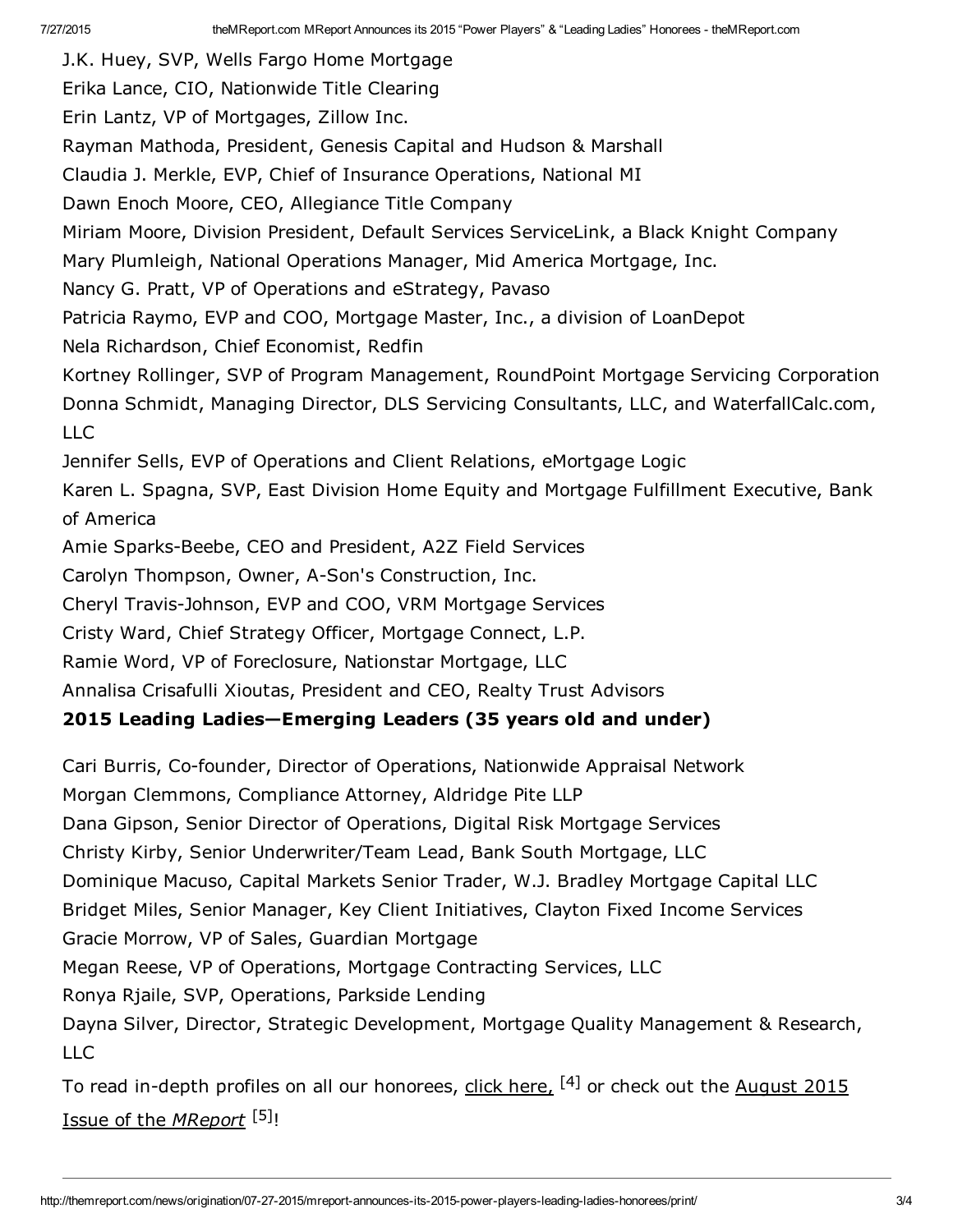J.K. Huey, SVP, Wells Fargo Home Mortgage

Erika Lance, CIO, Nationwide Title Clearing

Erin Lantz, VP of Mortgages, Zillow Inc.

Rayman Mathoda, President, Genesis Capital and Hudson & Marshall

Claudia J. Merkle, EVP, Chief of Insurance Operations, National MI

Dawn Enoch Moore, CEO, Allegiance Title Company

Miriam Moore, Division President, Default Services ServiceLink, a Black Knight Company

Mary Plumleigh, National Operations Manager, Mid America Mortgage, Inc.

Nancy G. Pratt, VP of Operations and eStrategy, Pavaso

Patricia Raymo, EVP and COO, Mortgage Master, Inc., a division of LoanDepot

Nela Richardson, Chief Economist, Redfin

Kortney Rollinger, SVP of Program Management, RoundPoint Mortgage Servicing Corporation

Donna Schmidt, Managing Director, DLS Servicing Consultants, LLC, and WaterfallCalc.com, LLC

Jennifer Sells, EVP of Operations and Client Relations, eMortgage Logic

Karen L. Spagna, SVP, East Division Home Equity and Mortgage Fulfillment Executive, Bank of America

Amie Sparks-Beebe, CEO and President, A2Z Field Services

Carolyn Thompson, Owner, A-Son's Construction, Inc.

Cheryl Travis-Johnson, EVP and COO, VRM Mortgage Services

Cristy Ward, Chief Strategy Officer, Mortgage Connect, L.P.

Ramie Word, VP of Foreclosure, Nationstar Mortgage, LLC

Annalisa Crisafulli Xioutas, President and CEO, Realty Trust Advisors

**2015 Leading Ladies—Emerging Leaders (35 years old and under)**

Cari Burris, Co-founder, Director of Operations, Nationwide Appraisal Network

Morgan Clemmons, Compliance Attorney, Aldridge Pite LLP

Dana Gipson, Senior Director of Operations, Digital Risk Mortgage Services

Christy Kirby, Senior Underwriter/Team Lead, Bank South Mortgage, LLC

Dominique Macuso, Capital Markets Senior Trader, W.J. Bradley Mortgage Capital LLC

Bridget Miles, Senior Manager, Key Client Initiatives, Clayton Fixed Income Services

Gracie Morrow, VP of Sales, Guardian Mortgage

Megan Reese, VP of Operations, Mortgage Contracting Services, LLC

Ronya Rjaile, SVP, Operations, Parkside Lending

Dayna Silver, Director, Strategic Development, Mortgage Quality Management & Research, LLC

To read in-depth profiles on all our honorees, click here, [4] or check out the August 2015 Issue of the *MReport* [5]!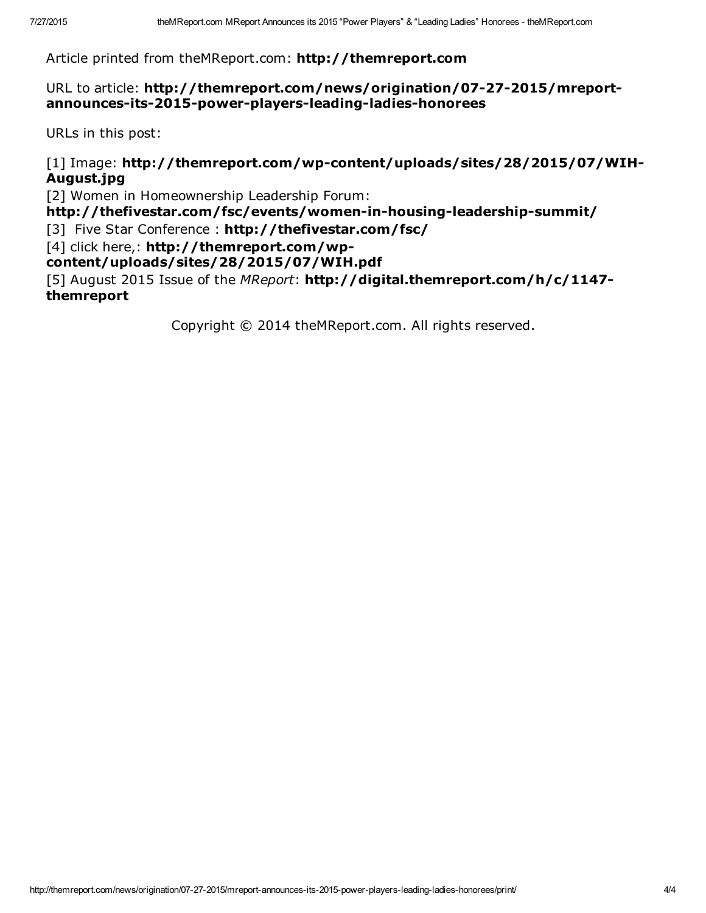Article printed from theMReport.com: **http://themreport.com**

URL to article: **http://themreport.com/news/origination/07-27-2015/mreport-announces-its-2015-power-players-leading-ladies-honorees**

URLs in this post:

[1] Image: **http://themreport.com/wp-content/uploads/sites/28/2015/07/WIH-August.jpg**

[2] Women in Homeownership Leadership Forum: **http://thefivestar.com/fsc/events/women-in-housing-leadership-summit/**

[3] Five Star Conference : **http://thefivestar.com/fsc/**

[4] click here,: **http://themreport.com/wp-content/uploads/sites/28/2015/07/WIH.pdf**

[5] August 2015 Issue of the *MReport*: **http://digital.themreport.com/h/c/1147-themreport**

Copyright © 2014 theMReport.com. All rights reserved.